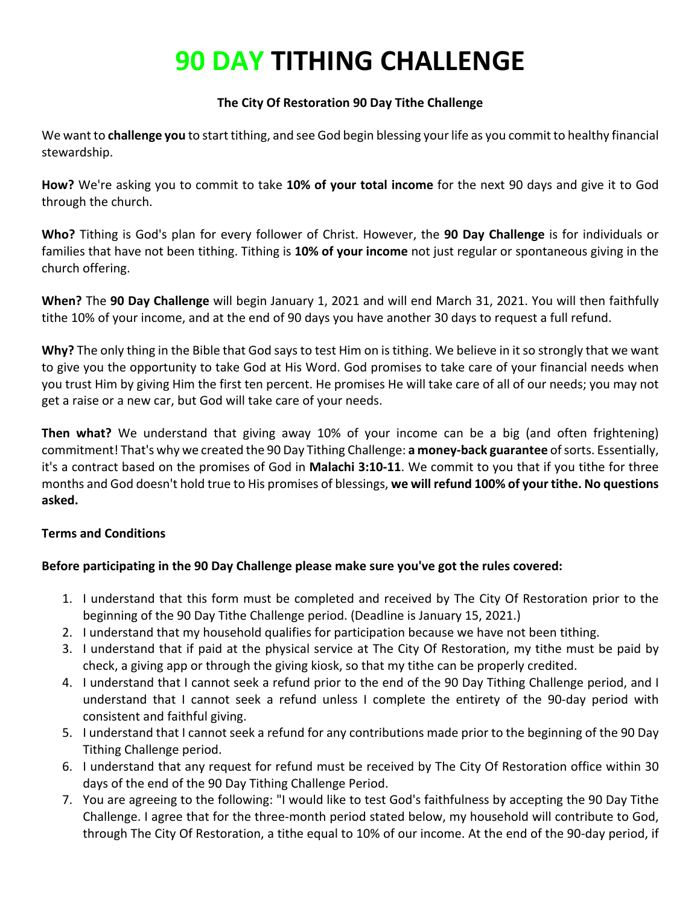# 90 DAY TITHING CHALLENGE

**The City Of Restoration 90 Day Tithe Challenge**

We want to **challenge you** to start tithing, and see God begin blessing your life as you commit to healthy financial stewardship.

**How?** We're asking you to commit to take **10% of your total income** for the next 90 days and give it to God through the church.

**Who?** Tithing is God's plan for every follower of Christ. However, the **90 Day Challenge** is for individuals or families that have not been tithing. Tithing is **10% of your income** not just regular or spontaneous giving in the church offering.

**When?** The **90 Day Challenge** will begin January 1, 2021 and will end March 31, 2021. You will then faithfully tithe 10% of your income, and at the end of 90 days you have another 30 days to request a full refund.

**Why?** The only thing in the Bible that God says to test Him on is tithing. We believe in it so strongly that we want to give you the opportunity to take God at His Word. God promises to take care of your financial needs when you trust Him by giving Him the first ten percent. He promises He will take care of all of our needs; you may not get a raise or a new car, but God will take care of your needs.

**Then what?** We understand that giving away 10% of your income can be a big (and often frightening) commitment! That's why we created the 90 Day Tithing Challenge: **a money-back guarantee** of sorts. Essentially, it's a contract based on the promises of God in **Malachi 3:10-11**. We commit to you that if you tithe for three months and God doesn't hold true to His promises of blessings, **we will refund 100% of your tithe. No questions asked.**

**Terms and Conditions**

**Before participating in the 90 Day Challenge please make sure you've got the rules covered:**

1. I understand that this form must be completed and received by The City Of Restoration prior to the beginning of the 90 Day Tithe Challenge period. (Deadline is January 15, 2021.)
2. I understand that my household qualifies for participation because we have not been tithing.
3. I understand that if paid at the physical service at The City Of Restoration, my tithe must be paid by check, a giving app or through the giving kiosk, so that my tithe can be properly credited.
4. I understand that I cannot seek a refund prior to the end of the 90 Day Tithing Challenge period, and I understand that I cannot seek a refund unless I complete the entirety of the 90-day period with consistent and faithful giving.
5. I understand that I cannot seek a refund for any contributions made prior to the beginning of the 90 Day Tithing Challenge period.
6. I understand that any request for refund must be received by The City Of Restoration office within 30 days of the end of the 90 Day Tithing Challenge Period.
7. You are agreeing to the following: "I would like to test God's faithfulness by accepting the 90 Day Tithe Challenge. I agree that for the three-month period stated below, my household will contribute to God, through The City Of Restoration, a tithe equal to 10% of our income. At the end of the 90-day period, if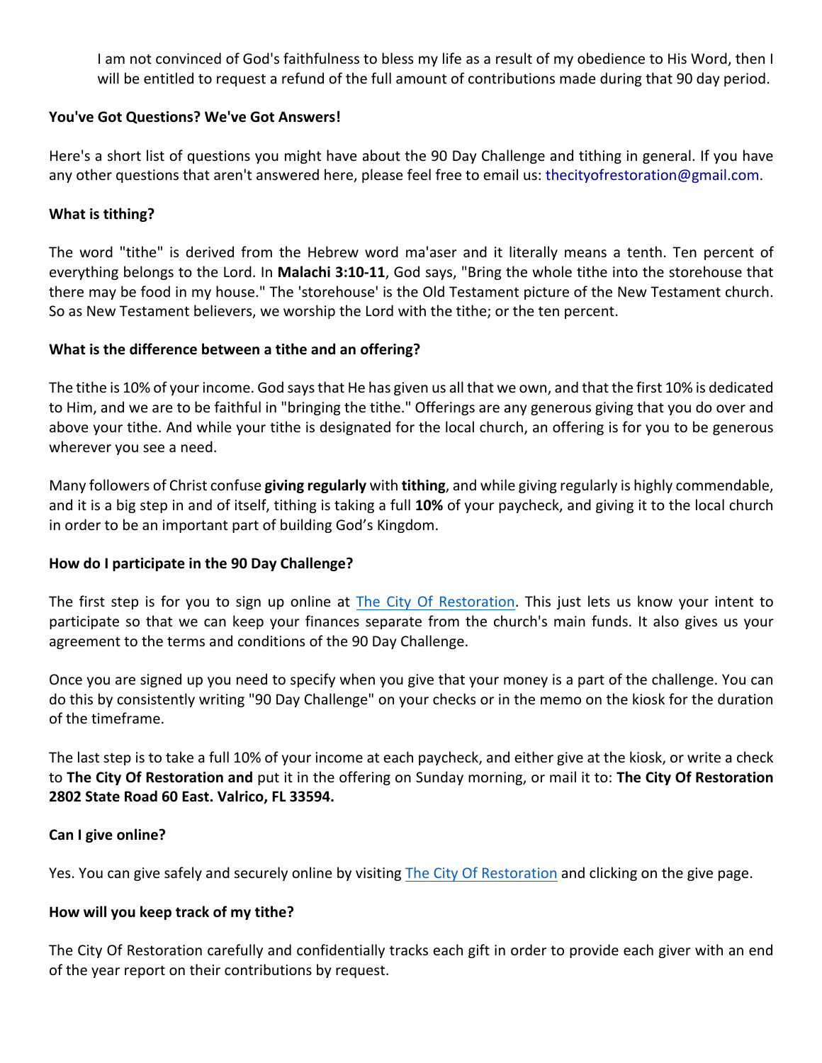I am not convinced of God's faithfulness to bless my life as a result of my obedience to His Word, then I will be entitled to request a refund of the full amount of contributions made during that 90 day period.

**You've Got Questions? We've Got Answers!**

Here's a short list of questions you might have about the 90 Day Challenge and tithing in general. If you have any other questions that aren't answered here, please feel free to email us: thecityofrestoration@gmail.com.

**What is tithing?**

The word "tithe" is derived from the Hebrew word ma'aser and it literally means a tenth. Ten percent of everything belongs to the Lord. In **Malachi 3:10-11**, God says, "Bring the whole tithe into the storehouse that there may be food in my house." The 'storehouse' is the Old Testament picture of the New Testament church. So as New Testament believers, we worship the Lord with the tithe; or the ten percent.

**What is the difference between a tithe and an offering?**

The tithe is 10% of your income. God says that He has given us all that we own, and that the first 10% is dedicated to Him, and we are to be faithful in "bringing the tithe." Offerings are any generous giving that you do over and above your tithe. And while your tithe is designated for the local church, an offering is for you to be generous wherever you see a need.

Many followers of Christ confuse **giving regularly** with **tithing**, and while giving regularly is highly commendable, and it is a big step in and of itself, tithing is taking a full **10%** of your paycheck, and giving it to the local church in order to be an important part of building God's Kingdom.

**How do I participate in the 90 Day Challenge?**

The first step is for you to sign up online at The City Of Restoration. This just lets us know your intent to participate so that we can keep your finances separate from the church's main funds. It also gives us your agreement to the terms and conditions of the 90 Day Challenge.

Once you are signed up you need to specify when you give that your money is a part of the challenge. You can do this by consistently writing "90 Day Challenge" on your checks or in the memo on the kiosk for the duration of the timeframe.

The last step is to take a full 10% of your income at each paycheck, and either give at the kiosk, or write a check to **The City Of Restoration and** put it in the offering on Sunday morning, or mail it to: **The City Of Restoration 2802 State Road 60 East. Valrico, FL 33594.**

**Can I give online?**

Yes. You can give safely and securely online by visiting The City Of Restoration and clicking on the give page.

**How will you keep track of my tithe?**

The City Of Restoration carefully and confidentially tracks each gift in order to provide each giver with an end of the year report on their contributions by request.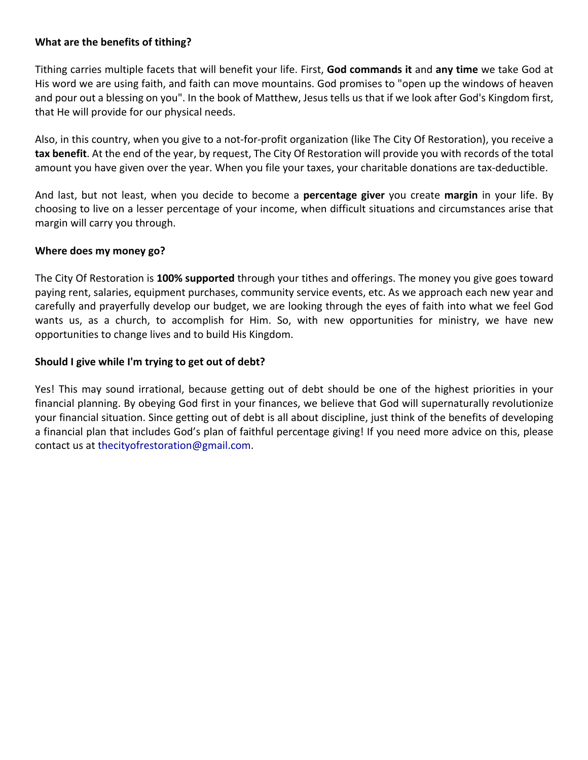**What are the benefits of tithing?**

Tithing carries multiple facets that will benefit your life. First, **God commands it** and **any time** we take God at His word we are using faith, and faith can move mountains. God promises to "open up the windows of heaven and pour out a blessing on you". In the book of Matthew, Jesus tells us that if we look after God's Kingdom first, that He will provide for our physical needs.

Also, in this country, when you give to a not-for-profit organization (like The City Of Restoration), you receive a **tax benefit**. At the end of the year, by request, The City Of Restoration will provide you with records of the total amount you have given over the year. When you file your taxes, your charitable donations are tax-deductible.

And last, but not least, when you decide to become a **percentage giver** you create **margin** in your life. By choosing to live on a lesser percentage of your income, when difficult situations and circumstances arise that margin will carry you through.

**Where does my money go?**

The City Of Restoration is **100% supported** through your tithes and offerings. The money you give goes toward paying rent, salaries, equipment purchases, community service events, etc. As we approach each new year and carefully and prayerfully develop our budget, we are looking through the eyes of faith into what we feel God wants us, as a church, to accomplish for Him. So, with new opportunities for ministry, we have new opportunities to change lives and to build His Kingdom.

**Should I give while I'm trying to get out of debt?**

Yes! This may sound irrational, because getting out of debt should be one of the highest priorities in your financial planning. By obeying God first in your finances, we believe that God will supernaturally revolutionize your financial situation. Since getting out of debt is all about discipline, just think of the benefits of developing a financial plan that includes God's plan of faithful percentage giving! If you need more advice on this, please contact us at thecityofrestoration@gmail.com.